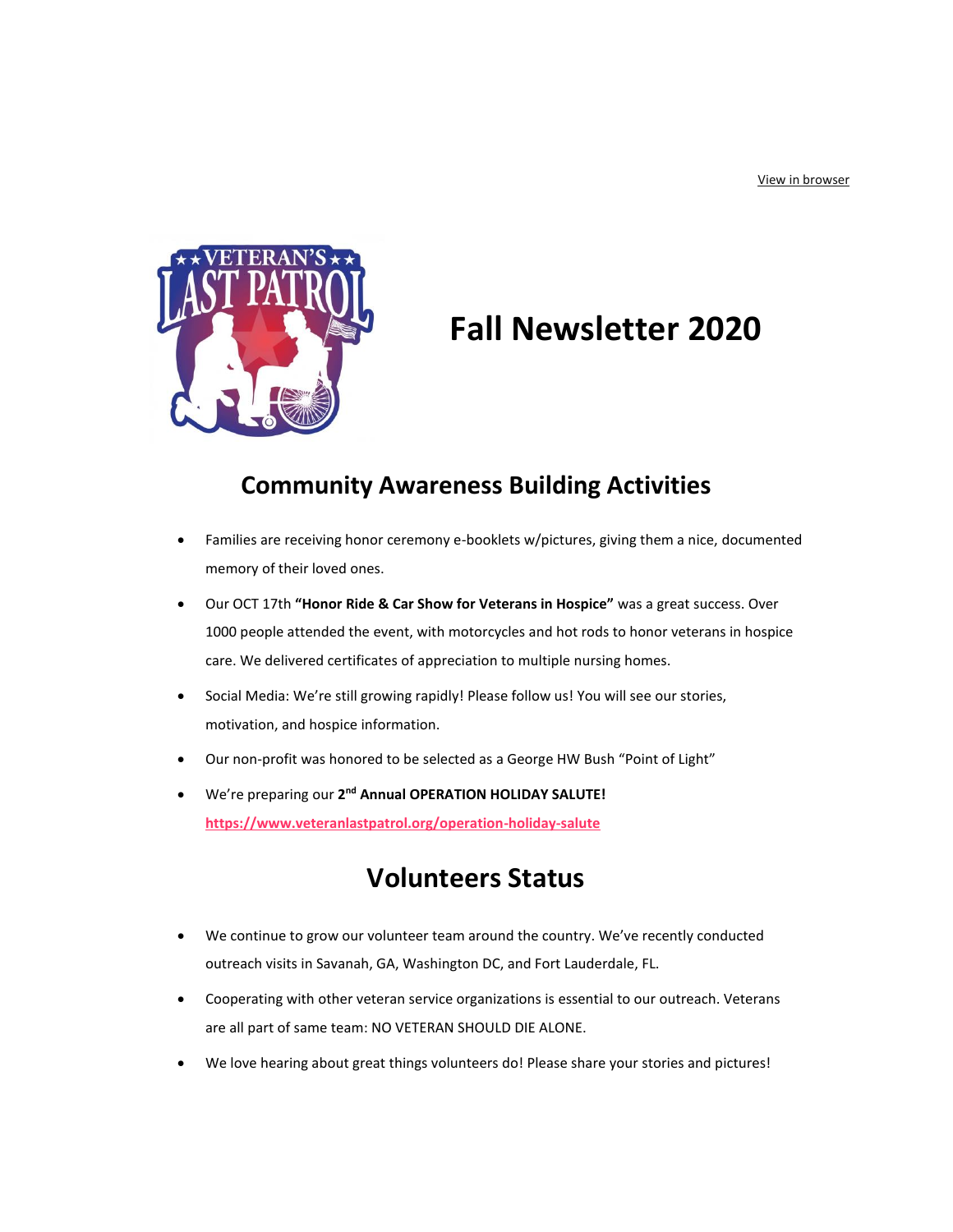View in browser

# Fall Newsletter 2020

## Community Awareness Building Activities

- Families are receiving honor ceremony e-booklets w/pictures, giving them a nice, documented memory of their loved ones.
- Our OCT 17th **"Honor Ride & Car Show for Veterans in Hospice"** was a great success. Over 1000 people attended the event, with motorcycles and hot rods to honor veterans in hospice care. We delivered certificates of appreciation to multiple nursing homes.
- Social Media: We're still growing rapidly! Please follow us! You will see our stories, motivation, and hospice information.
- Our non-profit was honored to be selected as a George HW Bush "Point of Light"
- We're preparing our **2nd Annual OPERATION HOLIDAY SALUTE!** **https://www.veteranlastpatrol.org/operation-holiday-salute**

## Volunteers Status

- We continue to grow our volunteer team around the country. We've recently conducted outreach visits in Savanah, GA, Washington DC, and Fort Lauderdale, FL.
- Cooperating with other veteran service organizations is essential to our outreach. Veterans are all part of same team: NO VETERAN SHOULD DIE ALONE.
- We love hearing about great things volunteers do! Please share your stories and pictures!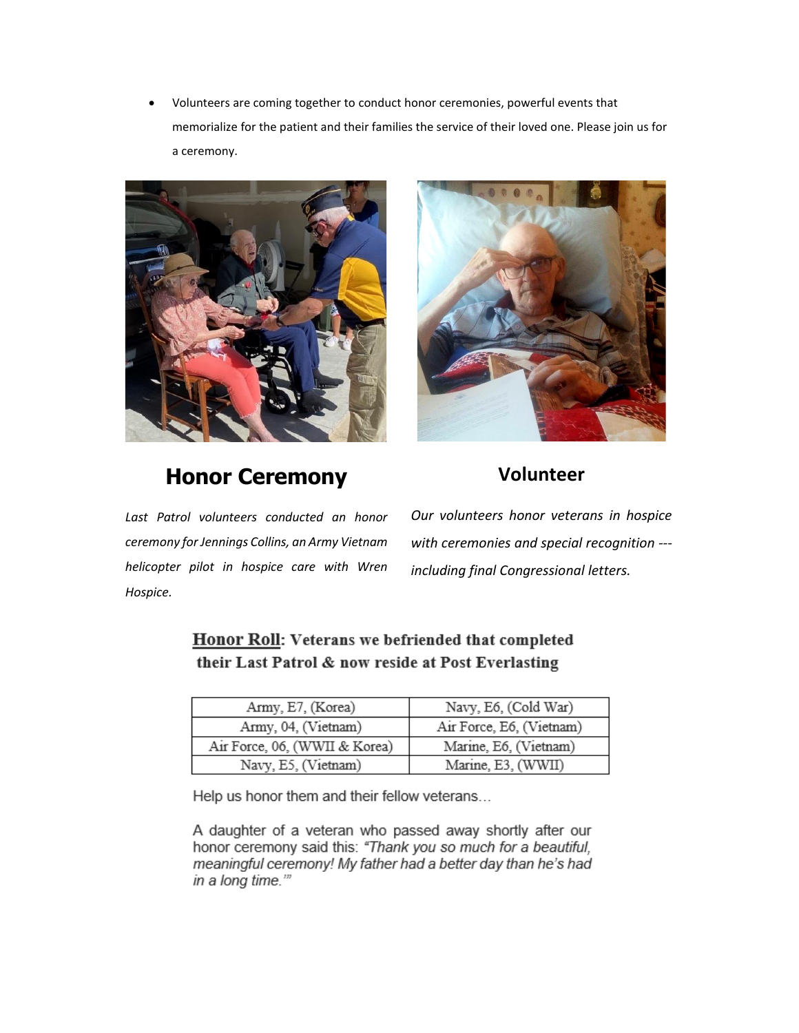- Volunteers are coming together to conduct honor ceremonies, powerful events that memorialize for the patient and their families the service of their loved one. Please join us for a ceremony.

## Honor Ceremony

*Last Patrol volunteers conducted an honor ceremony for Jennings Collins, an Army Vietnam helicopter pilot in hospice care with Wren Hospice.*

## Volunteer

*Our volunteers honor veterans in hospice with ceremonies and special recognition --- including final Congressional letters.*

**<u>Honor Roll</u>: Veterans we befriended that completed their Last Patrol & now reside at Post Everlasting**

| | |
|---|---|
| Army, E7, (Korea) | Navy, E6, (Cold War) |
| Army, 04, (Vietnam) | Air Force, E6, (Vietnam) |
| Air Force, 06, (WWII & Korea) | Marine, E6, (Vietnam) |
| Navy, E5, (Vietnam) | Marine, E3, (WWII) |

Help us honor them and their fellow veterans…

A daughter of a veteran who passed away shortly after our honor ceremony said this: *"Thank you so much for a beautiful, meaningful ceremony! My father had a better day than he's had in a long time.'"*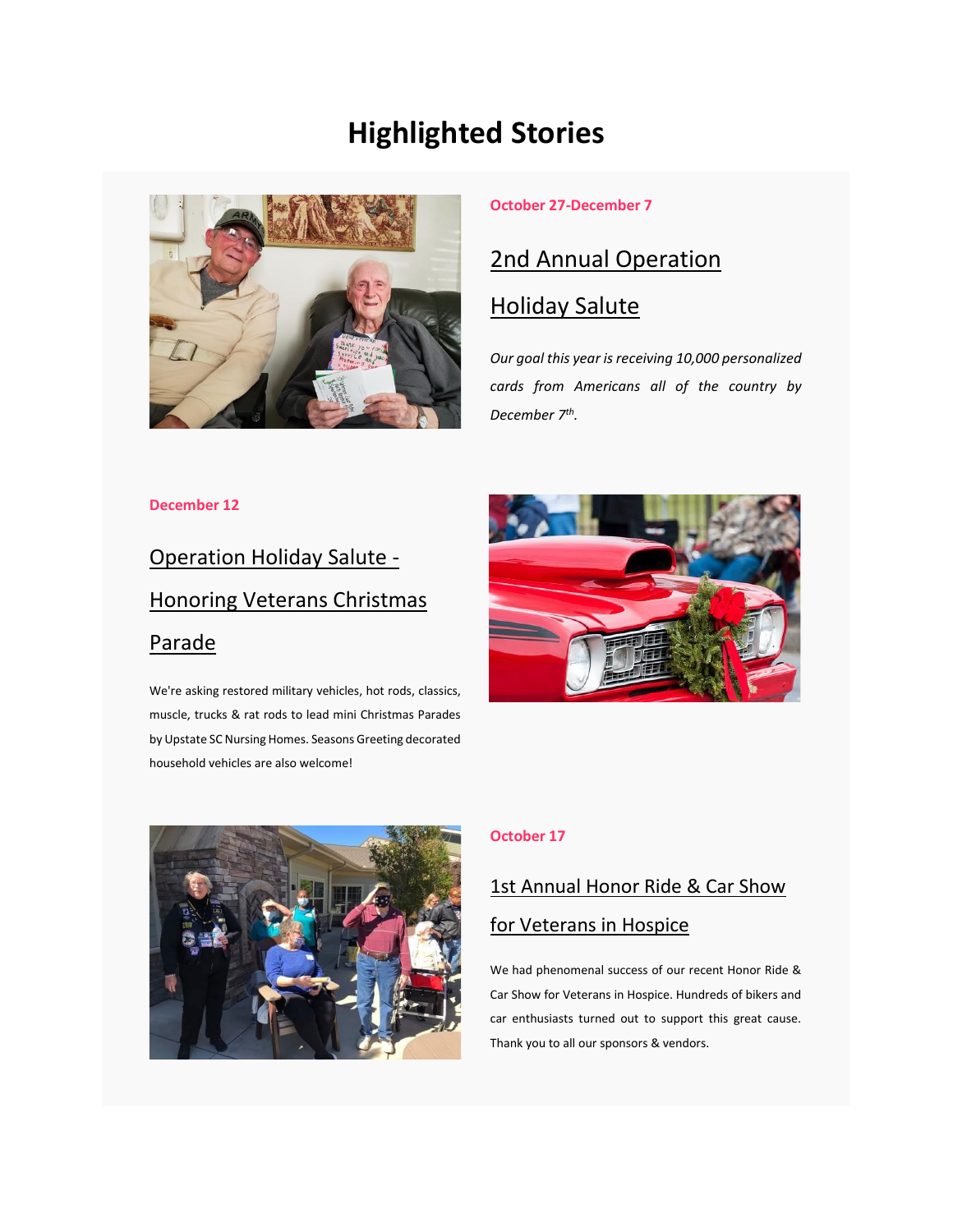# Highlighted Stories

**October 27-December 7**

## 2nd Annual Operation Holiday Salute

*Our goal this year is receiving 10,000 personalized cards from Americans all of the country by December 7th.*

**December 12**

## Operation Holiday Salute - Honoring Veterans Christmas Parade

We're asking restored military vehicles, hot rods, classics, muscle, trucks & rat rods to lead mini Christmas Parades by Upstate SC Nursing Homes. Seasons Greeting decorated household vehicles are also welcome!

**October 17**

## 1st Annual Honor Ride & Car Show for Veterans in Hospice

We had phenomenal success of our recent Honor Ride & Car Show for Veterans in Hospice. Hundreds of bikers and car enthusiasts turned out to support this great cause. Thank you to all our sponsors & vendors.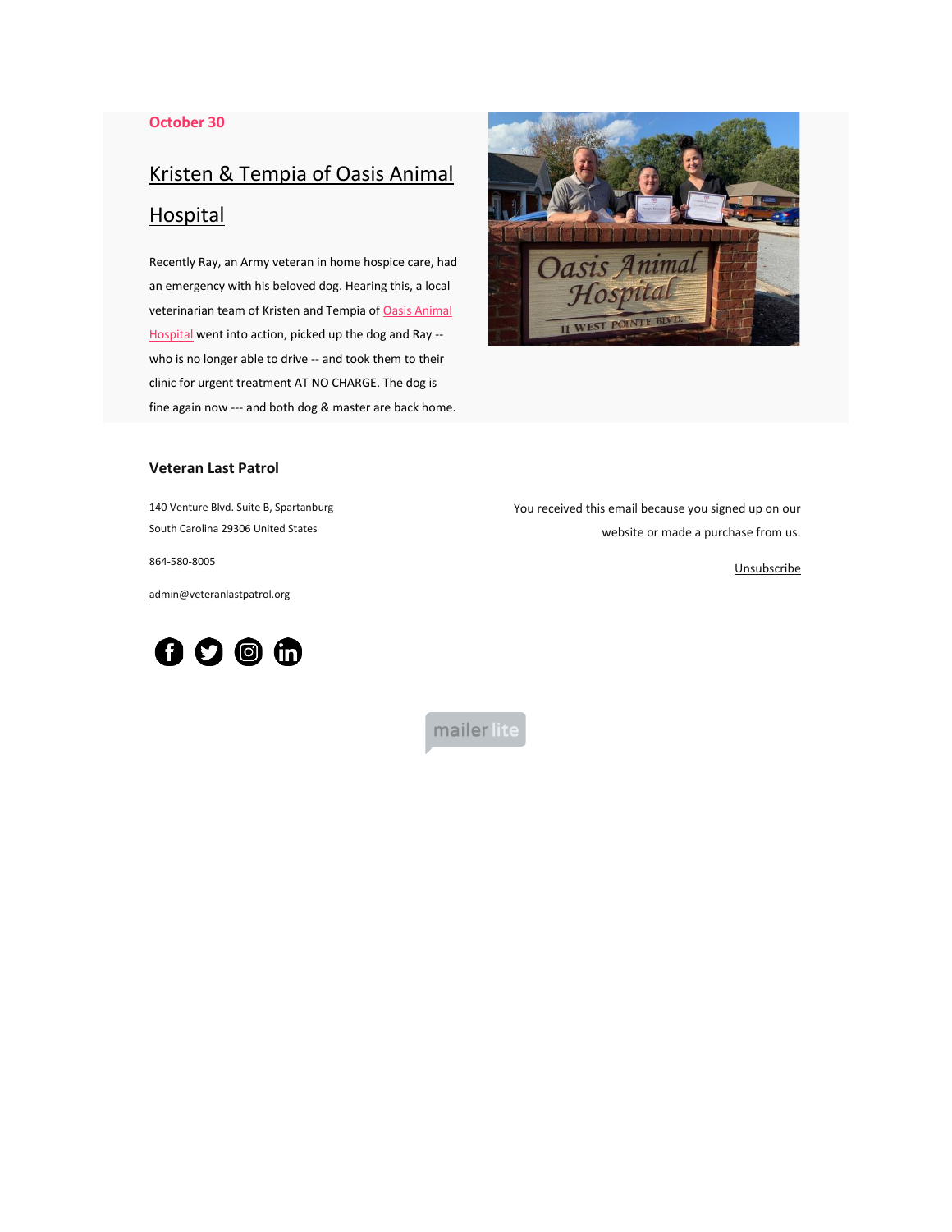**October 30**

## Kristen & Tempia of Oasis Animal Hospital

Recently Ray, an Army veteran in home hospice care, had an emergency with his beloved dog. Hearing this, a local veterinarian team of Kristen and Tempia of Oasis Animal Hospital went into action, picked up the dog and Ray -- who is no longer able to drive -- and took them to their clinic for urgent treatment AT NO CHARGE. The dog is fine again now --- and both dog & master are back home.

**Veteran Last Patrol**

140 Venture Blvd. Suite B, Spartanburg
South Carolina 29306 United States

864-580-8005

admin@veteranlastpatrol.org

You received this email because you signed up on our website or made a purchase from us.

Unsubscribe